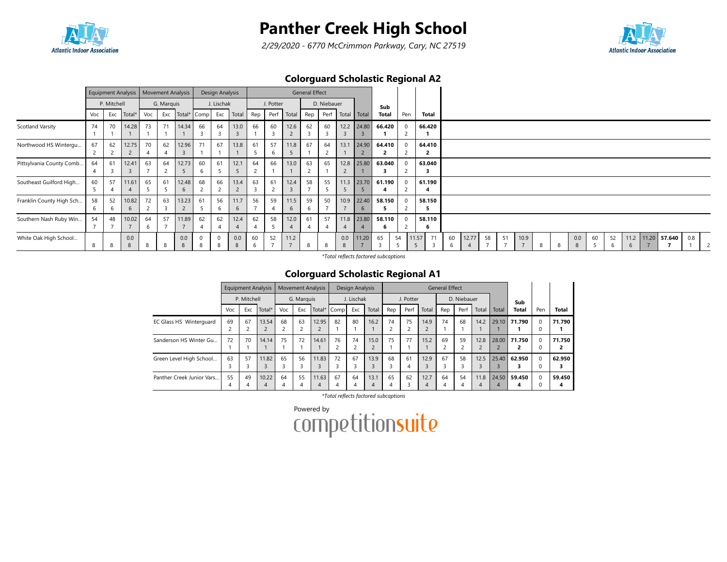# Panther Creek High School

*2/29/2020 - 6770 McCrimmon Parkway, Cary, NC 27519*

## Colorguard Scholastic Regional A2

| | Equipment Analysis | | | Movement Analysis | | | Design Analysis | | | General Effect | | | | | | | | | | | | | | | | | | | | | | | | | |
|---|---|---|---|---|---|---|---|---|---|---|---|---|---|---|---|---|---|---|---|---|---|---|---|---|---|---|---|---|---|---|---|---|---|---|---|
| | P. Mitchell | | | G. Marquis | | | J. Lischak | | | J. Potter | | | D. Niebauer | | | | | | | | | | | | | | | | | | | | | | |
| | Voc | Exc | Total* | Voc | Exc | Total* | Comp | Exc | Total | Rep | Perf | Total | Rep | Perf | Total | Total | Sub Total | Pen | Total | | | | | | | | | | | | | | | | |
| Scotland Varsity | 74 1 | 70 1 | 14.28 1 | 73 1 | 71 1 | 14.34 1 | 66 3 | 64 3 | 13.0 3 | 66 1 | 60 3 | 12.6 2 | 62 3 | 60 3 | 12.2 3 | 24.80 3 | **66.420 1** | 0 2 | **66.420 1** | | | | | | | | | | | | | | | | |
| Northwood HS Wintergu... | 67 2 | 62 2 | 12.75 2 | 70 4 | 62 4 | 12.96 3 | 71 1 | 67 1 | 13.8 1 | 61 5 | 57 6 | 11.8 5 | 67 1 | 64 2 | 13.1 1 | 24.90 2 | **64.410 2** | 0 2 | **64.410 2** | | | | | | | | | | | | | | | | |
| Pittsylvania County Comb... | 64 4 | 61 3 | 12.41 3 | 63 7 | 64 2 | 12.73 5 | 60 6 | 61 5 | 12.1 5 | 64 2 | 66 1 | 13.0 1 | 63 2 | 65 1 | 12.8 2 | 25.80 1 | **63.040 3** | 0 2 | **63.040 3** | | | | | | | | | | | | | | | | |
| Southeast Guilford High... | 60 5 | 57 4 | 11.61 4 | 65 5 | 61 5 | 12.48 6 | 68 2 | 66 2 | 13.4 2 | 63 3 | 61 2 | 12.4 3 | 58 7 | 55 5 | 11.3 5 | 23.70 5 | **61.190 4** | 0 2 | **61.190 4** | | | | | | | | | | | | | | | | |
| Franklin County High Sch... | 58 6 | 52 6 | 10.82 6 | 72 2 | 63 3 | 13.23 2 | 61 5 | 56 6 | 11.7 6 | 56 7 | 59 4 | 11.5 6 | 59 6 | 50 7 | 10.9 7 | 22.40 6 | **58.150 5** | 0 2 | **58.150 5** | | | | | | | | | | | | | | | | |
| Southern Nash Ruby Win... | 54 7 | 48 7 | 10.02 7 | 64 6 | 57 7 | 11.89 7 | 62 4 | 62 4 | 12.4 4 | 62 4 | 58 5 | 12.0 4 | 61 4 | 57 4 | 11.8 4 | 23.80 4 | **58.110 6** | 0 2 | **58.110 6** | | | | | | | | | | | | | | | | |
| White Oak High School... | 8 | 8 | 0.0 8 | 8 | 8 | 0.0 8 | 0 8 | 0 8 | 0.0 8 | 60 6 | 52 7 | 11.2 7 | 8 | 8 | 0.0 8 | 11.20 7 | 65 3 | 54 5 | 11.57 5 | 71 3 | 60 6 | 12.77 4 | 58 7 | 51 7 | 10.9 7 | 8 | 8 | 0.0 8 | 60 5 | 52 6 | 11.2 6 | 11.20 7 | **57.640 7** | 0.8 1 | 2 |

*Total reflects factored subcaptions

## Colorguard Scholastic Regional A1

| | Equipment Analysis | | | Movement Analysis | | | Design Analysis | | | General Effect | | | | | | | | | |
|---|---|---|---|---|---|---|---|---|---|---|---|---|---|---|---|---|---|---|---|
| | P. Mitchell | | | G. Marquis | | | J. Lischak | | | J. Potter | | | D. Niebauer | | | | | | |
| | Voc | Exc | Total* | Voc | Exc | Total* | Comp | Exc | Total | Rep | Perf | Total | Rep | Perf | Total | Total | Sub Total | Pen | Total |
| EC Glass HS Winterguard | 69 2 | 67 2 | 13.54 2 | 68 2 | 63 2 | 12.95 2 | 82 1 | 80 1 | 16.2 1 | 74 2 | 75 2 | 14.9 2 | 74 1 | 68 1 | 14.2 1 | 29.10 1 | **71.790 1** | 0 0 | **71.790 1** |
| Sanderson HS Winter Gu... | 72 1 | 70 1 | 14.14 1 | 75 1 | 72 1 | 14.61 1 | 76 2 | 74 2 | 15.0 2 | 75 1 | 77 1 | 15.2 1 | 69 2 | 59 2 | 12.8 2 | 28.00 2 | **71.750 2** | 0 0 | **71.750 2** |
| Green Level High School... | 63 3 | 57 3 | 11.82 3 | 65 3 | 56 3 | 11.83 3 | 72 3 | 67 3 | 13.9 3 | 68 3 | 61 4 | 12.9 3 | 67 3 | 58 3 | 12.5 3 | 25.40 3 | **62.950 3** | 0 0 | **62.950 3** |
| Panther Creek Junior Vars... | 55 4 | 49 4 | 10.22 4 | 64 4 | 55 4 | 11.63 4 | 67 4 | 64 4 | 13.1 4 | 65 4 | 62 3 | 12.7 4 | 64 4 | 54 4 | 11.8 4 | 24.50 4 | **59.450 4** | 0 0 | **59.450 4** |

*Total reflects factored subcaptions

Powered by competitionsuite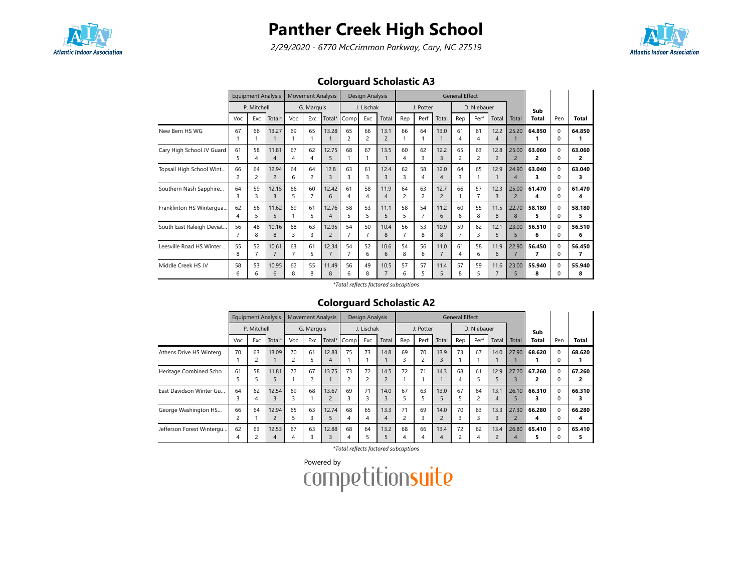# Panther Creek High School

*2/29/2020 - 6770 McCrimmon Parkway, Cary, NC 27519*

## Colorguard Scholastic A3

| | Equipment Analysis | | | Movement Analysis | | | Design Analysis | | | General Effect | | | | | | | Sub | | |
|---|---|---|---|---|---|---|---|---|---|---|---|---|---|---|---|---|---|---|---|
| | P. Mitchell | | | G. Marquis | | | J. Lischak | | | J. Potter | | | D. Niebauer | | | | | | |
| | Voc | Exc | Total* | Voc | Exc | Total* | Comp | Exc | Total | Rep | Perf | Total | Rep | Perf | Total | Total | Total | Pen | Total |
| New Bern HS WG | 67<br>1 | 66<br>1 | 13.27<br>1 | 69<br>1 | 65<br>1 | 13.28<br>1 | 65<br>2 | 66<br>2 | 13.1<br>2 | 66<br>1 | 64<br>1 | 13.0<br>1 | 61<br>4 | 61<br>4 | 12.2<br>4 | 25.20<br>1 | **64.850**<br>**1** | 0<br>0 | **64.850**<br>**1** |
| Cary High School JV Guard | 61<br>5 | 58<br>4 | 11.81<br>4 | 67<br>4 | 62<br>4 | 12.75<br>5 | 68<br>1 | 67<br>1 | 13.5<br>1 | 60<br>4 | 62<br>3 | 12.2<br>3 | 65<br>2 | 63<br>2 | 12.8<br>2 | 25.00<br>2 | **63.060**<br>**2** | 0<br>0 | **63.060**<br>**2** |
| Topsail High School Wint... | 66<br>2 | 64<br>2 | 12.94<br>2 | 64<br>6 | 64<br>2 | 12.8<br>3 | 63<br>3 | 61<br>3 | 12.4<br>3 | 62<br>3 | 58<br>4 | 12.0<br>4 | 64<br>3 | 65<br>1 | 12.9<br>1 | 24.90<br>4 | **63.040**<br>**3** | 0<br>0 | **63.040**<br>**3** |
| Southern Nash Sapphire... | 64<br>3 | 59<br>3 | 12.15<br>3 | 66<br>5 | 60<br>7 | 12.42<br>6 | 61<br>4 | 58<br>4 | 11.9<br>4 | 64<br>2 | 63<br>2 | 12.7<br>2 | 66<br>1 | 57<br>7 | 12.3<br>3 | 25.00<br>2 | **61.470**<br>**4** | 0<br>0 | **61.470**<br>**4** |
| Franklinton HS Wintergua... | 62<br>4 | 56<br>5 | 11.62<br>5 | 69<br>1 | 61<br>5 | 12.76<br>4 | 58<br>5 | 53<br>5 | 11.1<br>5 | 58<br>5 | 54<br>7 | 11.2<br>6 | 60<br>6 | 55<br>8 | 11.5<br>8 | 22.70<br>8 | **58.180**<br>**5** | 0<br>0 | **58.180**<br>**5** |
| South East Raleigh Deviat... | 56<br>7 | 48<br>8 | 10.16<br>8 | 68<br>3 | 63<br>3 | 12.95<br>2 | 54<br>7 | 50<br>7 | 10.4<br>8 | 56<br>7 | 53<br>8 | 10.9<br>8 | 59<br>7 | 62<br>3 | 12.1<br>5 | 23.00<br>5 | **56.510**<br>**6** | 0<br>0 | **56.510**<br>**6** |
| Leesville Road HS Winter... | 55<br>8 | 52<br>7 | 10.61<br>7 | 63<br>7 | 61<br>5 | 12.34<br>7 | 54<br>7 | 52<br>6 | 10.6<br>6 | 54<br>8 | 56<br>6 | 11.0<br>7 | 61<br>4 | 58<br>6 | 11.9<br>6 | 22.90<br>7 | **56.450**<br>**7** | 0<br>0 | **56.450**<br>**7** |
| Middle Creek HS JV | 58<br>6 | 53<br>6 | 10.95<br>6 | 62<br>8 | 55<br>8 | 11.49<br>8 | 56<br>6 | 49<br>8 | 10.5<br>7 | 57<br>6 | 57<br>5 | 11.4<br>5 | 57<br>8 | 59<br>5 | 11.6<br>7 | 23.00<br>5 | **55.940**<br>**8** | 0<br>0 | **55.940**<br>**8** |

*\*Total reflects factored subcaptions*

## Colorguard Scholastic A2

| | Equipment Analysis | | | Movement Analysis | | | Design Analysis | | | General Effect | | | | | | | Sub | | |
|---|---|---|---|---|---|---|---|---|---|---|---|---|---|---|---|---|---|---|---|
| | P. Mitchell | | | G. Marquis | | | J. Lischak | | | J. Potter | | | D. Niebauer | | | | | | |
| | Voc | Exc | Total* | Voc | Exc | Total* | Comp | Exc | Total | Rep | Perf | Total | Rep | Perf | Total | Total | Total | Pen | Total |
| Athens Drive HS Winterg... | 70<br>1 | 63<br>2 | 13.09<br>1 | 70<br>2 | 61<br>5 | 12.83<br>4 | 75<br>1 | 73<br>1 | 14.8<br>1 | 69<br>3 | 70<br>2 | 13.9<br>3 | 73<br>1 | 67<br>1 | 14.0<br>1 | 27.90<br>1 | **68.620**<br>**1** | 0<br>0 | **68.620**<br>**1** |
| Heritage Combined Scho... | 61<br>5 | 58<br>5 | 11.81<br>5 | 72<br>1 | 67<br>2 | 13.75<br>1 | 73<br>2 | 72<br>2 | 14.5<br>2 | 72<br>1 | 71<br>1 | 14.3<br>1 | 68<br>4 | 61<br>5 | 12.9<br>5 | 27.20<br>3 | **67.260**<br>**2** | 0<br>0 | **67.260**<br>**2** |
| East Davidson Winter Gu... | 64<br>3 | 62<br>4 | 12.54<br>3 | 69<br>3 | 68<br>1 | 13.67<br>2 | 69<br>3 | 71<br>3 | 14.0<br>3 | 67<br>5 | 63<br>5 | 13.0<br>5 | 67<br>5 | 64<br>2 | 13.1<br>4 | 26.10<br>5 | **66.310**<br>**3** | 0<br>0 | **66.310**<br>**3** |
| George Washington HS... | 66<br>2 | 64<br>1 | 12.94<br>2 | 65<br>5 | 63<br>3 | 12.74<br>5 | 68<br>4 | 65<br>4 | 13.3<br>4 | 71<br>2 | 69<br>3 | 14.0<br>2 | 70<br>3 | 63<br>3 | 13.3<br>3 | 27.30<br>2 | **66.280**<br>**4** | 0<br>0 | **66.280**<br>**4** |
| Jefferson Forest Wintergu... | 62<br>4 | 63<br>2 | 12.53<br>4 | 67<br>4 | 63<br>3 | 12.88<br>3 | 68<br>4 | 64<br>5 | 13.2<br>5 | 68<br>4 | 66<br>4 | 13.4<br>4 | 72<br>2 | 62<br>4 | 13.4<br>2 | 26.80<br>4 | **65.410**<br>**5** | 0<br>0 | **65.410**<br>**5** |

*\*Total reflects factored subcaptions*

Powered by competitionsuite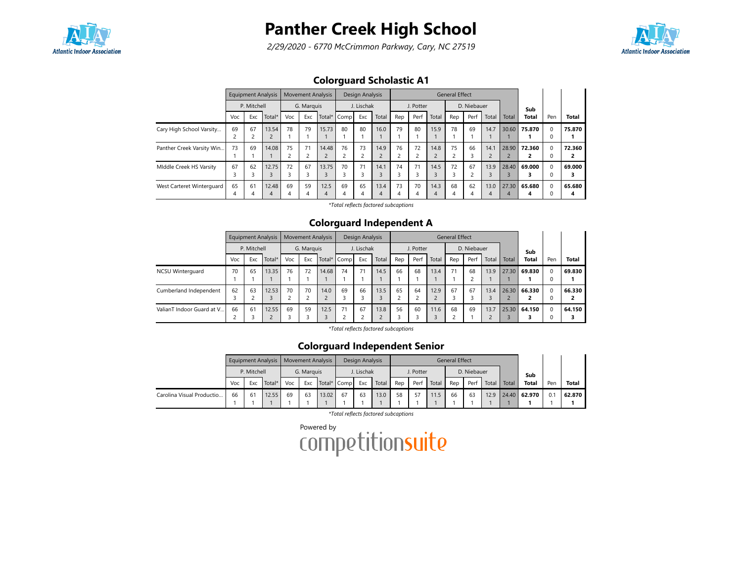# Panther Creek High School

*2/29/2020 - 6770 McCrimmon Parkway, Cary, NC 27519*

## Colorguard Scholastic A1

| | Equipment Analysis | | | Movement Analysis | | | Design Analysis | | | General Effect | | | | | | | Sub | | |
|---|---|---|---|---|---|---|---|---|---|---|---|---|---|---|---|---|---|---|---|
| | P. Mitchell | | | G. Marquis | | | J. Lischak | | | J. Potter | | | D. Niebauer | | | | | | |
| | Voc | Exc | Total* | Voc | Exc | Total* | Comp | Exc | Total | Rep | Perf | Total | Rep | Perf | Total | Total | Total | Pen | Total |
| Cary High School Varsity... | 69<br>2 | 67<br>2 | 13.54<br>2 | 78<br>1 | 79<br>1 | 15.73<br>1 | 80<br>1 | 80<br>1 | 16.0<br>1 | 79<br>1 | 80<br>1 | 15.9<br>1 | 78<br>1 | 69<br>1 | 14.7<br>1 | 30.60<br>1 | **75.870**<br>**1** | 0<br>0 | **75.870**<br>**1** |
| Panther Creek Varsity Win... | 73<br>1 | 69<br>1 | 14.08<br>1 | 75<br>2 | 71<br>2 | 14.48<br>2 | 76<br>2 | 73<br>2 | 14.9<br>2 | 76<br>2 | 72<br>2 | 14.8<br>2 | 75<br>2 | 66<br>3 | 14.1<br>2 | 28.90<br>2 | **72.360**<br>**2** | 0<br>0 | **72.360**<br>**2** |
| MIddle Creek HS Varsity | 67<br>3 | 62<br>3 | 12.75<br>3 | 72<br>3 | 67<br>3 | 13.75<br>3 | 70<br>3 | 71<br>3 | 14.1<br>3 | 74<br>3 | 71<br>3 | 14.5<br>3 | 72<br>3 | 67<br>2 | 13.9<br>3 | 28.40<br>3 | **69.000**<br>**3** | 0<br>0 | **69.000**<br>**3** |
| West Carteret Winterguard | 65<br>4 | 61<br>4 | 12.48<br>4 | 69<br>4 | 59<br>4 | 12.5<br>4 | 69<br>4 | 65<br>4 | 13.4<br>4 | 73<br>4 | 70<br>4 | 14.3<br>4 | 68<br>4 | 62<br>4 | 13.0<br>4 | 27.30<br>4 | **65.680**<br>**4** | 0<br>0 | **65.680**<br>**4** |

*\*Total reflects factored subcaptions*

## Colorguard Independent A

| | Equipment Analysis | | | Movement Analysis | | | Design Analysis | | | General Effect | | | | | | | Sub | | |
|---|---|---|---|---|---|---|---|---|---|---|---|---|---|---|---|---|---|---|---|
| | P. Mitchell | | | G. Marquis | | | J. Lischak | | | J. Potter | | | D. Niebauer | | | | | | |
| | Voc | Exc | Total* | Voc | Exc | Total* | Comp | Exc | Total | Rep | Perf | Total | Rep | Perf | Total | Total | Total | Pen | Total |
| NCSU Winterguard | 70<br>1 | 65<br>1 | 13.35<br>1 | 76<br>1 | 72<br>1 | 14.68<br>1 | 74<br>1 | 71<br>1 | 14.5<br>1 | 66<br>1 | 68<br>1 | 13.4<br>1 | 71<br>1 | 68<br>2 | 13.9<br>1 | 27.30<br>1 | **69.830**<br>**1** | 0<br>0 | **69.830**<br>**1** |
| Cumberland Independent | 62<br>3 | 63<br>2 | 12.53<br>3 | 70<br>2 | 70<br>2 | 14.0<br>2 | 69<br>3 | 66<br>3 | 13.5<br>3 | 65<br>2 | 64<br>2 | 12.9<br>2 | 67<br>3 | 67<br>3 | 13.4<br>3 | 26.30<br>2 | **66.330**<br>**2** | 0<br>0 | **66.330**<br>**2** |
| ValianT Indoor Guard at V... | 66<br>2 | 61<br>3 | 12.55<br>2 | 69<br>3 | 59<br>3 | 12.5<br>3 | 71<br>2 | 67<br>2 | 13.8<br>2 | 56<br>3 | 60<br>3 | 11.6<br>3 | 68<br>2 | 69<br>1 | 13.7<br>2 | 25.30<br>3 | **64.150**<br>**3** | 0<br>0 | **64.150**<br>**3** |

*\*Total reflects factored subcaptions*

## Colorguard Independent Senior

| | Equipment Analysis | | | Movement Analysis | | | Design Analysis | | | General Effect | | | | | | | Sub | | |
|---|---|---|---|---|---|---|---|---|---|---|---|---|---|---|---|---|---|---|---|
| | P. Mitchell | | | G. Marquis | | | J. Lischak | | | J. Potter | | | D. Niebauer | | | | | | |
| | Voc | Exc | Total* | Voc | Exc | Total* | Comp | Exc | Total | Rep | Perf | Total | Rep | Perf | Total | Total | Total | Pen | Total |
| Carolina Visual Productio... | 66<br>1 | 61<br>1 | 12.55<br>1 | 69<br>1 | 63<br>1 | 13.02<br>1 | 67<br>1 | 63<br>1 | 13.0<br>1 | 58<br>1 | 57<br>1 | 11.5<br>1 | 66<br>1 | 63<br>1 | 12.9<br>1 | 24.40<br>1 | **62.970**<br>**1** | 0.1<br>1 | **62.870**<br>**1** |

*\*Total reflects factored subcaptions*

Powered by competitionsuite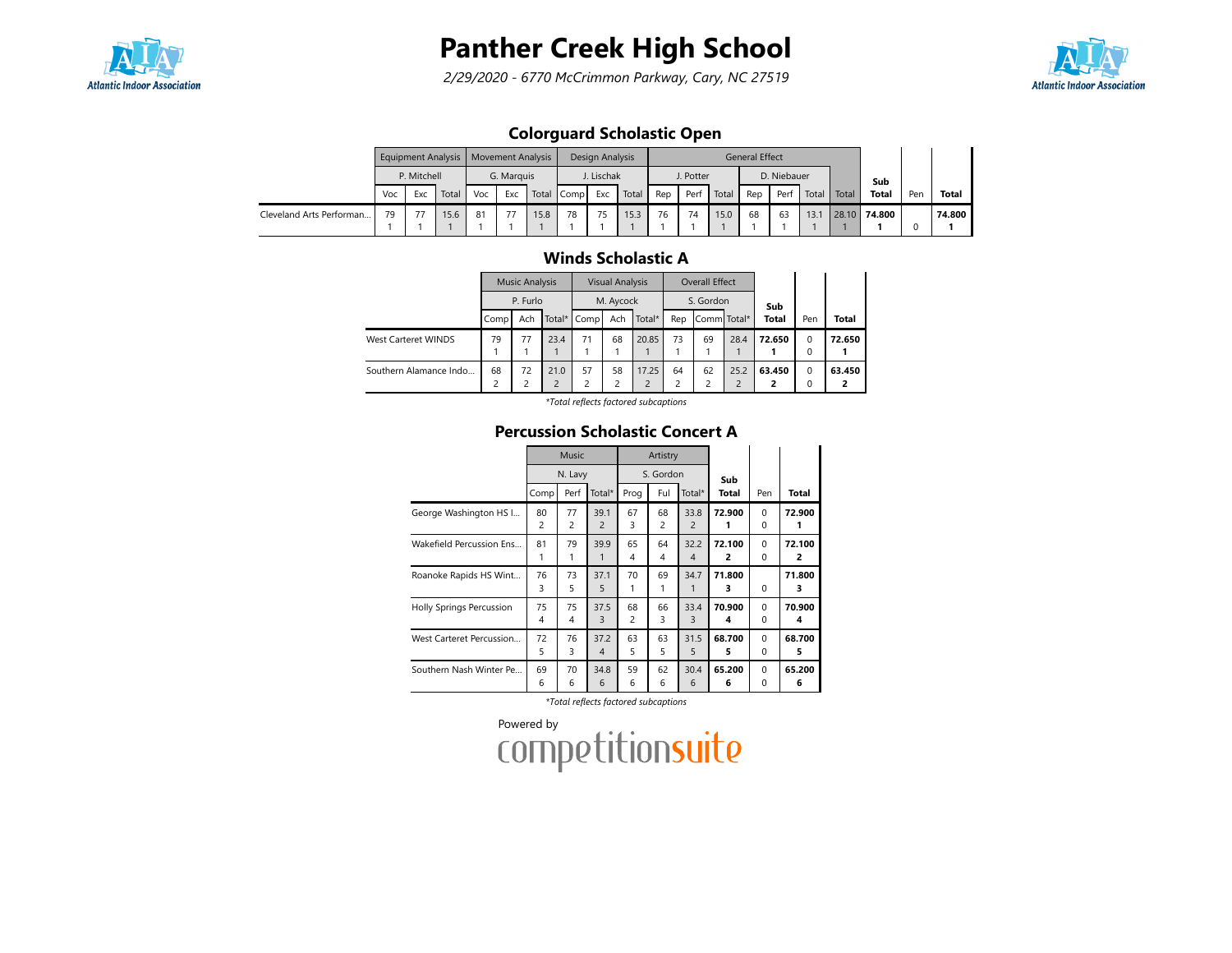# Panther Creek High School

*2/29/2020 - 6770 McCrimmon Parkway, Cary, NC 27519*

## Colorguard Scholastic Open

| | Equipment Analysis | | | Movement Analysis | | | Design Analysis | | | General Effect | | | | | | | Sub Total | Pen | Total |
|---|---|---|---|---|---|---|---|---|---|---|---|---|---|---|---|---|---|---|---|
| | P. Mitchell | | | G. Marquis | | | J. Lischak | | | J. Potter | | | D. Niebauer | | | | | | |
| | Voc | Exc | Total | Voc | Exc | Total | Comp | Exc | Total | Rep | Perf | Total | Rep | Perf | Total | Total | | | |
| Cleveland Arts Performan... | 79<br>1 | 77<br>1 | 15.6<br>1 | 81<br>1 | 77<br>1 | 15.8<br>1 | 78<br>1 | 75<br>1 | 15.3<br>1 | 76<br>1 | 74<br>1 | 15.0<br>1 | 68<br>1 | 63<br>1 | 13.1<br>1 | 28.10<br>1 | **74.800**<br>**1** | 0 | **74.800**<br>**1** |

## Winds Scholastic A

| | Music Analysis | | | Visual Analysis | | | Overall Effect | | | Sub Total | Pen | Total |
|---|---|---|---|---|---|---|---|---|---|---|---|---|
| | P. Furlo | | | M. Aycock | | | S. Gordon | | | | | |
| | Comp | Ach | Total* | Comp | Ach | Total* | Rep | Comm | Total* | | | |
| West Carteret WINDS | 79<br>1 | 77<br>1 | 23.4<br>1 | 71<br>1 | 68<br>1 | 20.85<br>1 | 73<br>1 | 69<br>1 | 28.4<br>1 | **72.650**<br>**1** | 0<br>0 | **72.650**<br>**1** |
| Southern Alamance Indo... | 68<br>2 | 72<br>2 | 21.0<br>2 | 57<br>2 | 58<br>2 | 17.25<br>2 | 64<br>2 | 62<br>2 | 25.2<br>2 | **63.450**<br>**2** | 0<br>0 | **63.450**<br>**2** |

*\*Total reflects factored subcaptions*

## Percussion Scholastic Concert A

| | Music | | | Artistry | | | Sub Total | Pen | Total |
|---|---|---|---|---|---|---|---|---|---|
| | N. Lavy | | | S. Gordon | | | | | |
| | Comp | Perf | Total* | Prog | Ful | Total* | | | |
| George Washington HS I... | 80<br>2 | 77<br>2 | 39.1<br>2 | 67<br>3 | 68<br>2 | 33.8<br>2 | **72.900**<br>**1** | 0<br>0 | **72.900**<br>**1** |
| Wakefield Percussion Ens... | 81<br>1 | 79<br>1 | 39.9<br>1 | 65<br>4 | 64<br>4 | 32.2<br>4 | **72.100**<br>**2** | 0<br>0 | **72.100**<br>**2** |
| Roanoke Rapids HS Wint... | 76<br>3 | 73<br>5 | 37.1<br>5 | 70<br>1 | 69<br>1 | 34.7<br>1 | **71.800**<br>**3** | 0 | **71.800**<br>**3** |
| Holly Springs Percussion | 75<br>4 | 75<br>4 | 37.5<br>3 | 68<br>2 | 66<br>3 | 33.4<br>3 | **70.900**<br>**4** | 0<br>0 | **70.900**<br>**4** |
| West Carteret Percussion... | 72<br>5 | 76<br>3 | 37.2<br>4 | 63<br>5 | 63<br>5 | 31.5<br>5 | **68.700**<br>**5** | 0<br>0 | **68.700**<br>**5** |
| Southern Nash Winter Pe... | 69<br>6 | 70<br>6 | 34.8<br>6 | 59<br>6 | 62<br>6 | 30.4<br>6 | **65.200**<br>**6** | 0<br>0 | **65.200**<br>**6** |

*\*Total reflects factored subcaptions*

Powered by competitionsuite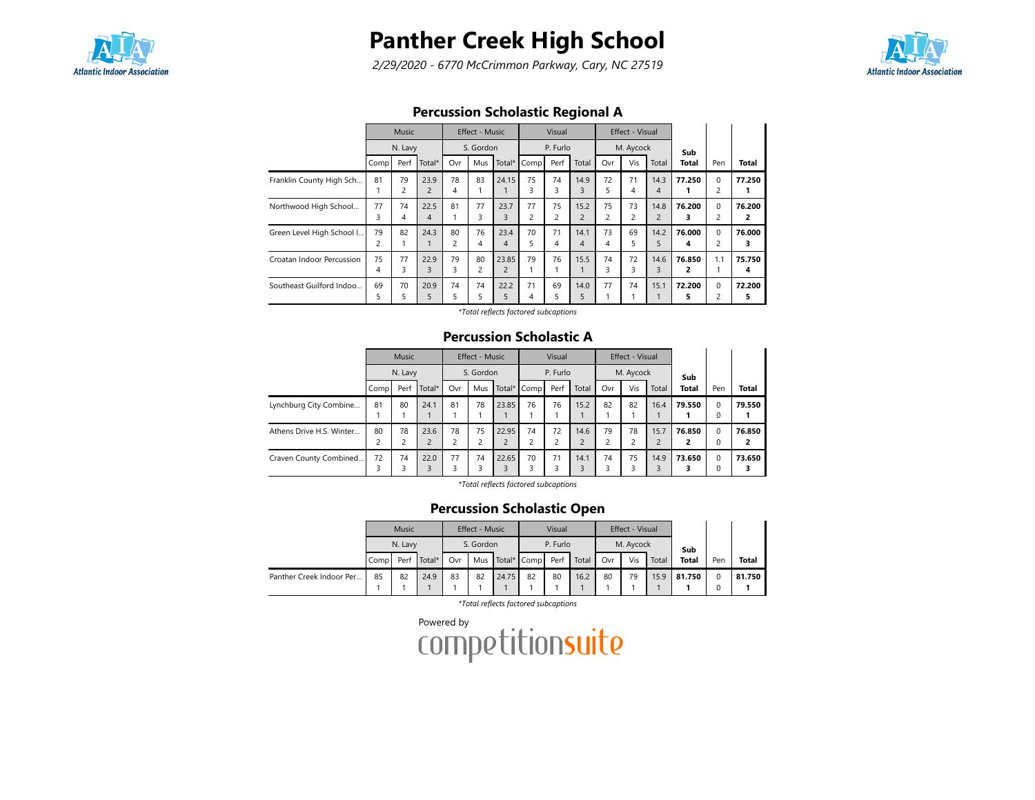# Panther Creek High School

*2/29/2020 - 6770 McCrimmon Parkway, Cary, NC 27519*

## Percussion Scholastic Regional A

| | Music | | | Effect - Music | | | Visual | | | Effect - Visual | | | Sub Total | Pen | Total |
|---|---|---|---|---|---|---|---|---|---|---|---|---|---|---|---|
| | N. Lavy | | | S. Gordon | | | P. Furlo | | | M. Aycock | | | | | |
| | Comp | Perf | Total* | Ovr | Mus | Total* | Comp | Perf | Total | Ovr | Vis | Total | | | |
| Franklin County High Sch... | 81<br>1 | 79<br>2 | 23.9<br>2 | 78<br>4 | 83<br>1 | 24.15<br>1 | 75<br>3 | 74<br>3 | 14.9<br>3 | 72<br>5 | 71<br>4 | 14.3<br>4 | **77.250**<br>**1** | 0<br>2 | **77.250**<br>**1** |
| Northwood High School... | 77<br>3 | 74<br>4 | 22.5<br>4 | 81<br>1 | 77<br>3 | 23.7<br>3 | 77<br>2 | 75<br>2 | 15.2<br>2 | 75<br>2 | 73<br>2 | 14.8<br>2 | **76.200**<br>**3** | 0<br>2 | **76.200**<br>**2** |
| Green Level High School I... | 79<br>2 | 82<br>1 | 24.3<br>1 | 80<br>2 | 76<br>4 | 23.4<br>4 | 70<br>5 | 71<br>4 | 14.1<br>4 | 73<br>4 | 69<br>5 | 14.2<br>5 | **76.000**<br>**4** | 0<br>2 | **76.000**<br>**3** |
| Croatan Indoor Percussion | 75<br>4 | 77<br>3 | 22.9<br>3 | 79<br>3 | 80<br>2 | 23.85<br>2 | 79<br>1 | 76<br>1 | 15.5<br>1 | 74<br>3 | 72<br>3 | 14.6<br>3 | **76.850**<br>**2** | 1.1<br>1 | **75.750**<br>**4** |
| Southeast Guilford Indoo... | 69<br>5 | 70<br>5 | 20.9<br>5 | 74<br>5 | 74<br>5 | 22.2<br>5 | 71<br>4 | 69<br>5 | 14.0<br>5 | 77<br>1 | 74<br>1 | 15.1<br>1 | **72.200**<br>**5** | 0<br>2 | **72.200**<br>**5** |

*Total reflects factored subcaptions*

## Percussion Scholastic A

| | Music | | | Effect - Music | | | Visual | | | Effect - Visual | | | Sub Total | Pen | Total |
|---|---|---|---|---|---|---|---|---|---|---|---|---|---|---|---|
| | N. Lavy | | | S. Gordon | | | P. Furlo | | | M. Aycock | | | | | |
| | Comp | Perf | Total* | Ovr | Mus | Total* | Comp | Perf | Total | Ovr | Vis | Total | | | |
| Lynchburg City Combine... | 81<br>1 | 80<br>1 | 24.1<br>1 | 81<br>1 | 78<br>1 | 23.85<br>1 | 76<br>1 | 76<br>1 | 15.2<br>1 | 82<br>1 | 82<br>1 | 16.4<br>1 | **79.550**<br>**1** | 0<br>0 | **79.550**<br>**1** |
| Athens Drive H.S. Winter... | 80<br>2 | 78<br>2 | 23.6<br>2 | 78<br>2 | 75<br>2 | 22.95<br>2 | 74<br>2 | 72<br>2 | 14.6<br>2 | 79<br>2 | 78<br>2 | 15.7<br>2 | **76.850**<br>**2** | 0<br>0 | **76.850**<br>**2** |
| Craven County Combined... | 72<br>3 | 74<br>3 | 22.0<br>3 | 77<br>3 | 74<br>3 | 22.65<br>3 | 70<br>3 | 71<br>3 | 14.1<br>3 | 74<br>3 | 75<br>3 | 14.9<br>3 | **73.650**<br>**3** | 0<br>0 | **73.650**<br>**3** |

*Total reflects factored subcaptions*

## Percussion Scholastic Open

| | Music | | | Effect - Music | | | Visual | | | Effect - Visual | | | Sub Total | Pen | Total |
|---|---|---|---|---|---|---|---|---|---|---|---|---|---|---|---|
| | N. Lavy | | | S. Gordon | | | P. Furlo | | | M. Aycock | | | | | |
| | Comp | Perf | Total* | Ovr | Mus | Total* | Comp | Perf | Total | Ovr | Vis | Total | | | |
| Panther Creek Indoor Per... | 85<br>1 | 82<br>1 | 24.9<br>1 | 83<br>1 | 82<br>1 | 24.75<br>1 | 82<br>1 | 80<br>1 | 16.2<br>1 | 80<br>1 | 79<br>1 | 15.9<br>1 | **81.750**<br>**1** | 0<br>0 | **81.750**<br>**1** |

*Total reflects factored subcaptions*

Powered by competitionsuite